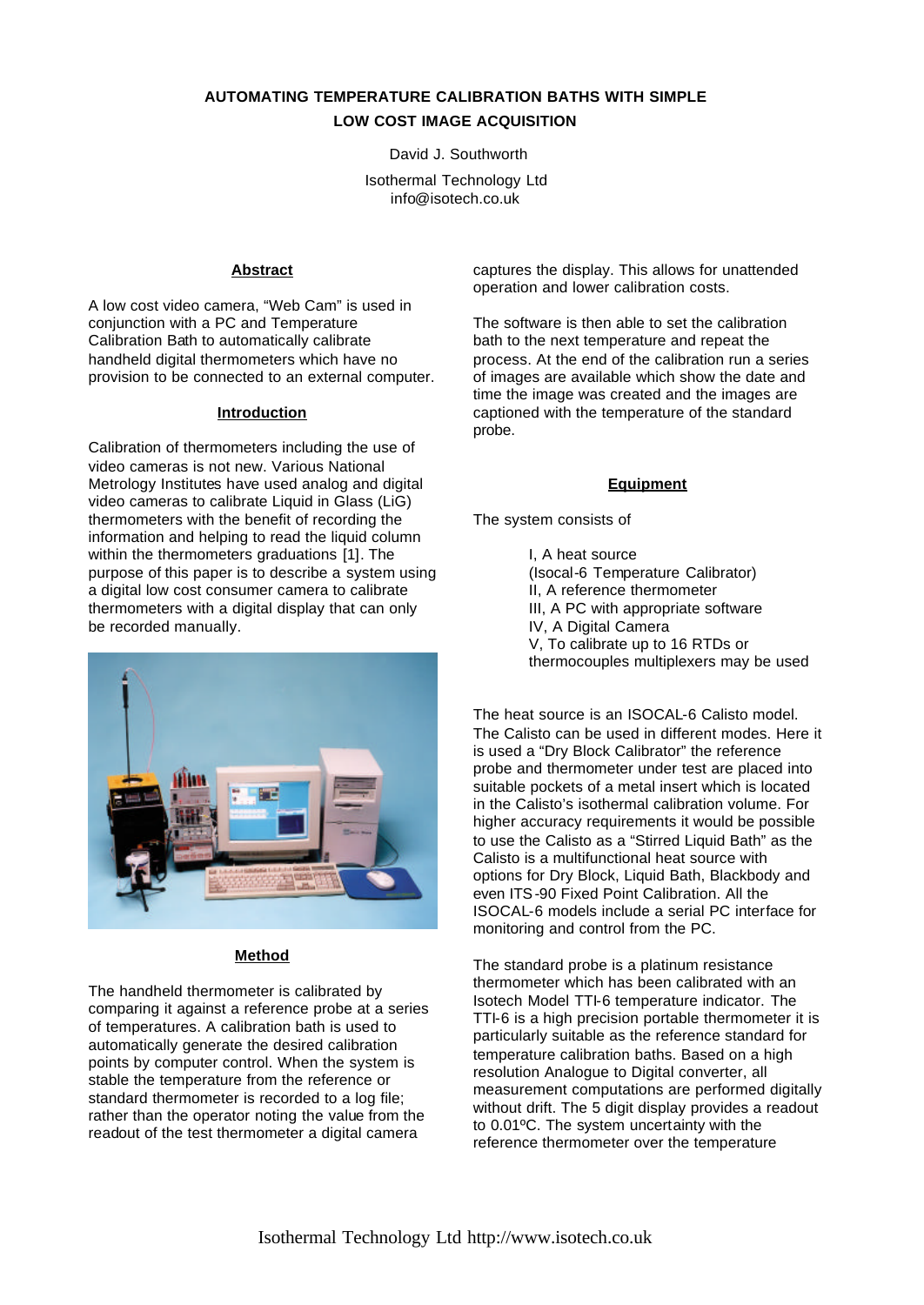# AUTOMATING TEMPERATURE CALIBRATION BATHS WITH SIMPLE LOW COST IMAGE ACQUISITION

David J. Southworth

Isothermal Technology Ltd
info@isotech.co.uk

## Abstract

A low cost video camera, "Web Cam" is used in conjunction with a PC and Temperature Calibration Bath to automatically calibrate handheld digital thermometers which have no provision to be connected to an external computer.

## Introduction

Calibration of thermometers including the use of video cameras is not new. Various National Metrology Institutes have used analog and digital video cameras to calibrate Liquid in Glass (LiG) thermometers with the benefit of recording the information and helping to read the liquid column within the thermometers graduations [1]. The purpose of this paper is to describe a system using a digital low cost consumer camera to calibrate thermometers with a digital display that can only be recorded manually.

## Method

The handheld thermometer is calibrated by comparing it against a reference probe at a series of temperatures. A calibration bath is used to automatically generate the desired calibration points by computer control. When the system is stable the temperature from the reference or standard thermometer is recorded to a log file; rather than the operator noting the value from the readout of the test thermometer a digital camera captures the display. This allows for unattended operation and lower calibration costs.

The software is then able to set the calibration bath to the next temperature and repeat the process. At the end of the calibration run a series of images are available which show the date and time the image was created and the images are captioned with the temperature of the standard probe.

## Equipment

The system consists of

- I, A heat source (Isocal-6 Temperature Calibrator)
- II, A reference thermometer
- III, A PC with appropriate software
- IV, A Digital Camera
- V, To calibrate up to 16 RTDs or thermocouples multiplexers may be used

The heat source is an ISOCAL-6 Calisto model. The Calisto can be used in different modes. Here it is used a "Dry Block Calibrator" the reference probe and thermometer under test are placed into suitable pockets of a metal insert which is located in the Calisto's isothermal calibration volume. For higher accuracy requirements it would be possible to use the Calisto as a "Stirred Liquid Bath" as the Calisto is a multifunctional heat source with options for Dry Block, Liquid Bath, Blackbody and even ITS-90 Fixed Point Calibration. All the ISOCAL-6 models include a serial PC interface for monitoring and control from the PC.

The standard probe is a platinum resistance thermometer which has been calibrated with an Isotech Model TTI-6 temperature indicator. The TTI-6 is a high precision portable thermometer it is particularly suitable as the reference standard for temperature calibration baths. Based on a high resolution Analogue to Digital converter, all measurement computations are performed digitally without drift. The 5 digit display provides a readout to 0.01ºC. The system uncertainty with the reference thermometer over the temperature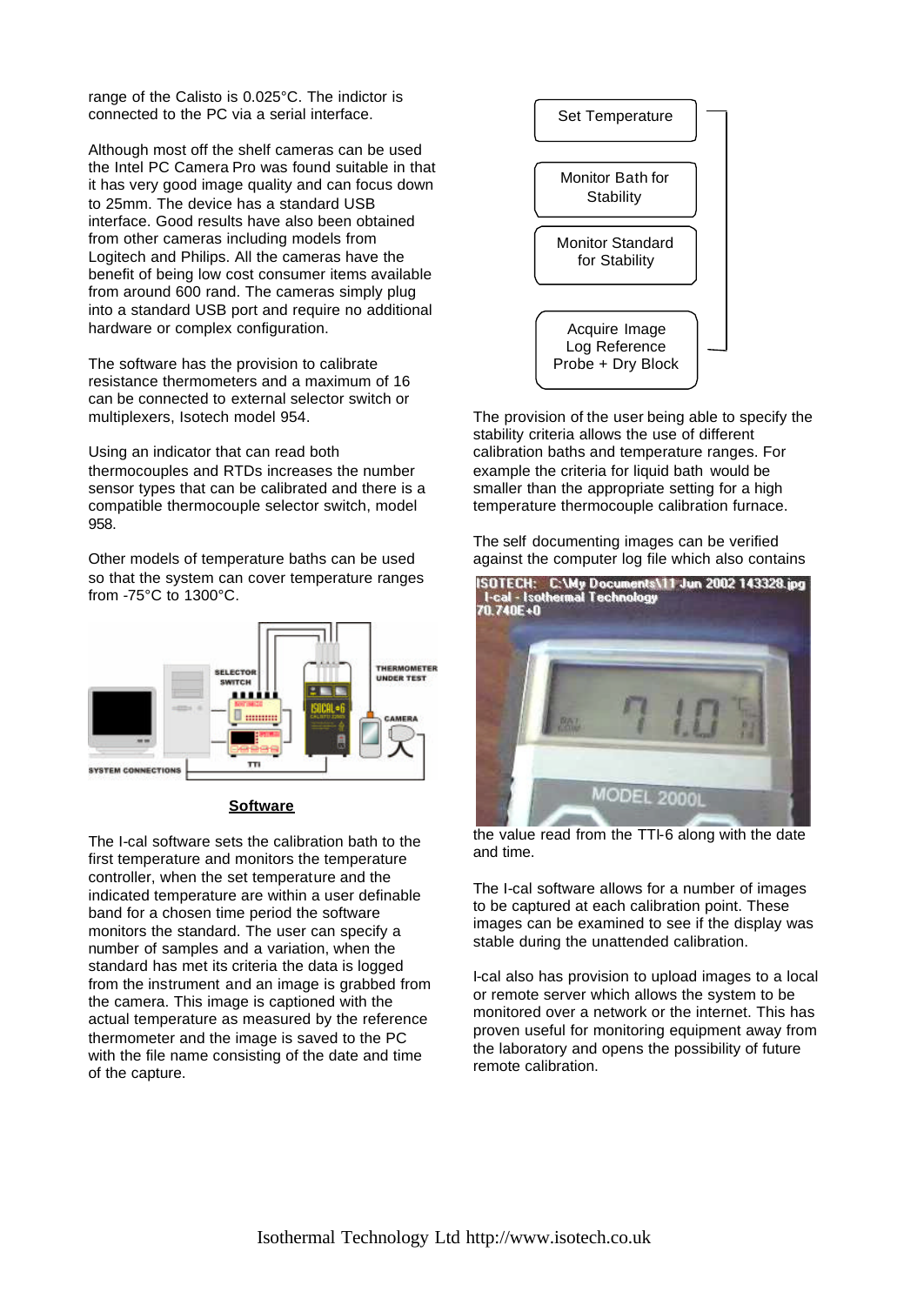range of the Calisto is 0.025°C. The indictor is connected to the PC via a serial interface.

Although most off the shelf cameras can be used the Intel PC Camera Pro was found suitable in that it has very good image quality and can focus down to 25mm. The device has a standard USB interface. Good results have also been obtained from other cameras including models from Logitech and Philips. All the cameras have the benefit of being low cost consumer items available from around 600 rand. The cameras simply plug into a standard USB port and require no additional hardware or complex configuration.

The software has the provision to calibrate resistance thermometers and a maximum of 16 can be connected to external selector switch or multiplexers, Isotech model 954.

Using an indicator that can read both thermocouples and RTDs increases the number sensor types that can be calibrated and there is a compatible thermocouple selector switch, model 958.

Other models of temperature baths can be used so that the system can cover temperature ranges from -75°C to 1300°C.

## Software

The I-cal software sets the calibration bath to the first temperature and monitors the temperature controller, when the set temperature and the indicated temperature are within a user definable band for a chosen time period the software monitors the standard. The user can specify a number of samples and a variation, when the standard has met its criteria the data is logged from the instrument and an image is grabbed from the camera. This image is captioned with the actual temperature as measured by the reference thermometer and the image is saved to the PC with the file name consisting of the date and time of the capture.

Set Temperature

Monitor Bath for Stability

Monitor Standard for Stability

Acquire Image Log Reference Probe + Dry Block

The provision of the user being able to specify the stability criteria allows the use of different calibration baths and temperature ranges. For example the criteria for liquid bath would be smaller than the appropriate setting for a high temperature thermocouple calibration furnace.

The self documenting images can be verified against the computer log file which also contains the value read from the TTI-6 along with the date and time.

The I-cal software allows for a number of images to be captured at each calibration point. These images can be examined to see if the display was stable during the unattended calibration.

I-cal also has provision to upload images to a local or remote server which allows the system to be monitored over a network or the internet. This has proven useful for monitoring equipment away from the laboratory and opens the possibility of future remote calibration.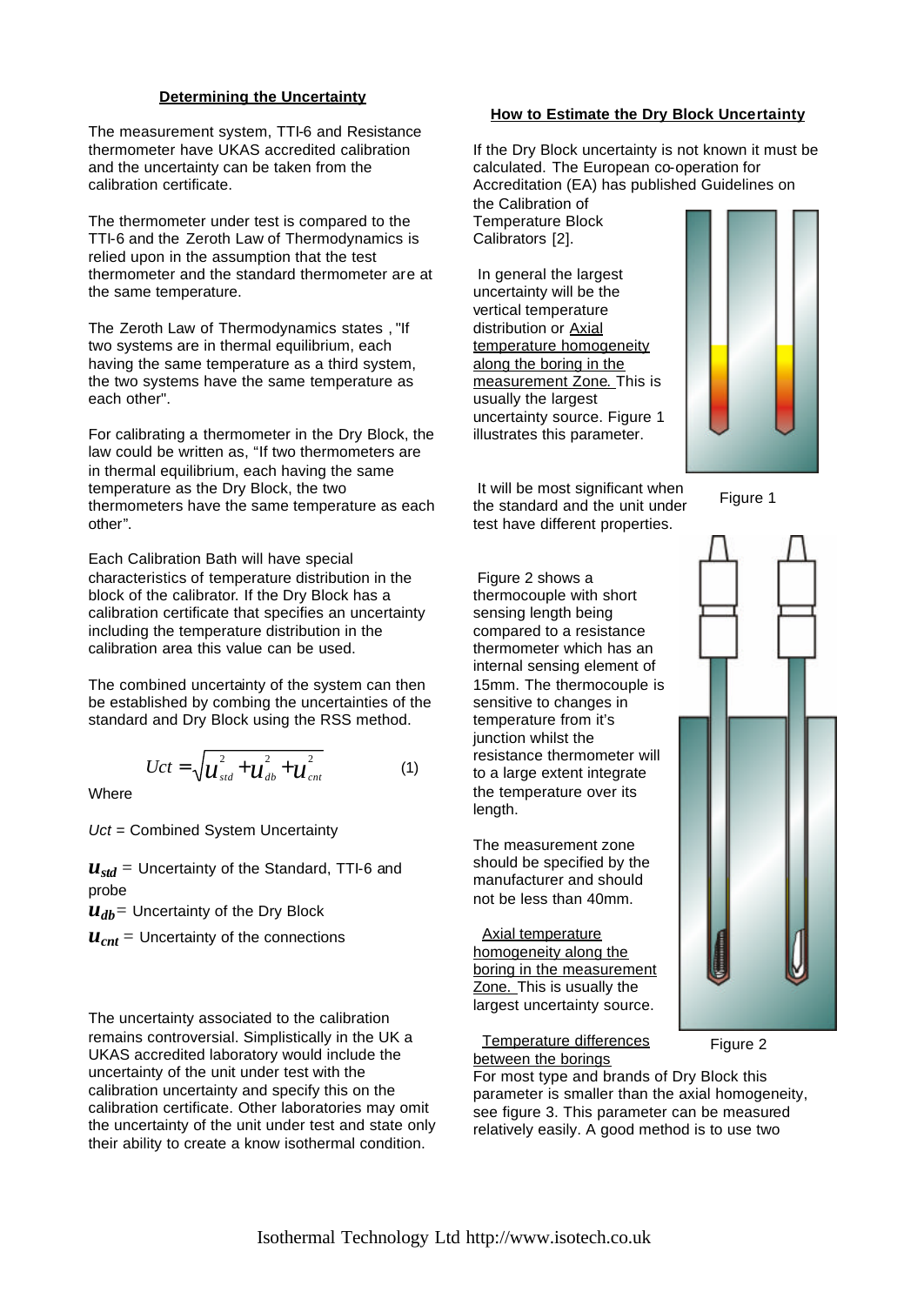## Determining the Uncertainty

The measurement system, TTI-6 and Resistance thermometer have UKAS accredited calibration and the uncertainty can be taken from the calibration certificate.

The thermometer under test is compared to the TTI-6 and the Zeroth Law of Thermodynamics is relied upon in the assumption that the test thermometer and the standard thermometer are at the same temperature.

The Zeroth Law of Thermodynamics states , "If two systems are in thermal equilibrium, each having the same temperature as a third system, the two systems have the same temperature as each other".

For calibrating a thermometer in the Dry Block, the law could be written as, "If two thermometers are in thermal equilibrium, each having the same temperature as the Dry Block, the two thermometers have the same temperature as each other".

Each Calibration Bath will have special characteristics of temperature distribution in the block of the calibrator. If the Dry Block has a calibration certificate that specifies an uncertainty including the temperature distribution in the calibration area this value can be used.

The combined uncertainty of the system can then be established by combing the uncertainties of the standard and Dry Block using the RSS method.

$$Uct = \sqrt{u_{std}^2 + u_{db}^2 + u_{cnt}^2} \quad (1)$$

Where

*Uct* = Combined System Uncertainty

$u_{std}$ = Uncertainty of the Standard, TTI-6 and probe

$u_{db}$ = Uncertainty of the Dry Block

$u_{cnt}$ = Uncertainty of the connections

The uncertainty associated to the calibration remains controversial. Simplistically in the UK a UKAS accredited laboratory would include the uncertainty of the unit under test with the calibration uncertainty and specify this on the calibration certificate. Other laboratories may omit the uncertainty of the unit under test and state only their ability to create a know isothermal condition.

## How to Estimate the Dry Block Uncertainty

If the Dry Block uncertainty is not known it must be calculated. The European co-operation for Accreditation (EA) has published Guidelines on the Calibration of Temperature Block Calibrators [2].

In general the largest uncertainty will be the vertical temperature distribution or Axial temperature homogeneity along the boring in the measurement Zone. This is usually the largest uncertainty source. Figure 1 illustrates this parameter.

Figure 1

It will be most significant when the standard and the unit under test have different properties.

Figure 2 shows a thermocouple with short sensing length being compared to a resistance thermometer which has an internal sensing element of 15mm. The thermocouple is sensitive to changes in temperature from it's junction whilst the resistance thermometer will to a large extent integrate the temperature over its length.

The measurement zone should be specified by the manufacturer and should not be less than 40mm.

Axial temperature homogeneity along the boring in the measurement Zone. This is usually the largest uncertainty source.

Figure 2

Temperature differences between the borings

For most type and brands of Dry Block this parameter is smaller than the axial homogeneity, see figure 3. This parameter can be measured relatively easily. A good method is to use two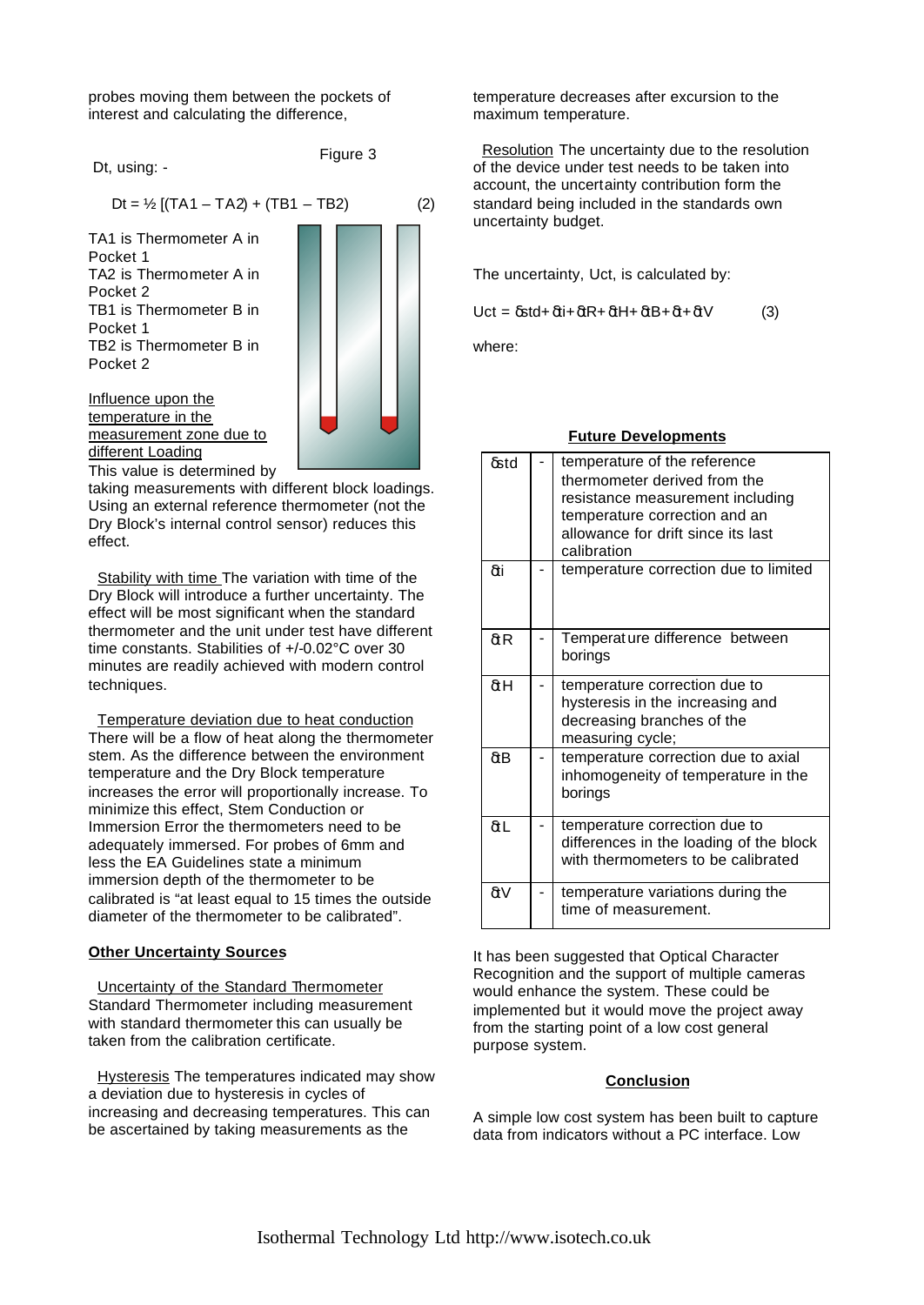probes moving them between the pockets of interest and calculating the difference,

Dt, using: -

Figure 3

$$Dt = \frac{1}{2} [(TA1 - TA2) + (TB1 - TB2) \quad (2)$$

TA1 is Thermometer A in Pocket 1
TA2 is Thermometer A in Pocket 2
TB1 is Thermometer B in Pocket 1
TB2 is Thermometer B in Pocket 2

Influence upon the temperature in the measurement zone due to different Loading
This value is determined by taking measurements with different block loadings. Using an external reference thermometer (not the Dry Block's internal control sensor) reduces this effect.

Stability with time The variation with time of the Dry Block will introduce a further uncertainty. The effect will be most significant when the standard thermometer and the unit under test have different time constants. Stabilities of +/-0.02°C over 30 minutes are readily achieved with modern control techniques.

Temperature deviation due to heat conduction There will be a flow of heat along the thermometer stem. As the difference between the environment temperature and the Dry Block temperature increases the error will proportionally increase. To minimize this effect, Stem Conduction or Immersion Error the thermometers need to be adequately immersed. For probes of 6mm and less the EA Guidelines state a minimum immersion depth of the thermometer to be calibrated is "at least equal to 15 times the outside diameter of the thermometer to be calibrated".

**Other Uncertainty Sources**

Uncertainty of the Standard Thermometer Standard Thermometer including measurement with standard thermometer this can usually be taken from the calibration certificate.

Hysteresis The temperatures indicated may show a deviation due to hysteresis in cycles of increasing and decreasing temperatures. This can be ascertained by taking measurements as the temperature decreases after excursion to the maximum temperature.

Resolution The uncertainty due to the resolution of the device under test needs to be taken into account, the uncertainty contribution form the standard being included in the standards own uncertainty budget.

The uncertainty, Uct, is calculated by:

$$Uct = \delta std + \delta ti + \delta tR + \delta tH + \delta tB + \delta t + \delta tV \quad (3)$$

where:

| | | |
|---|---|---|
| δstd | - | temperature of the reference thermometer derived from the resistance measurement including temperature correction and an allowance for drift since its last calibration |
| δti | - | temperature correction due to limited |
| δtR | - | Temperature difference between borings |
| δtH | - | temperature correction due to hysteresis in the increasing and decreasing branches of the measuring cycle; |
| δtB | - | temperature correction due to axial inhomogeneity of temperature in the borings |
| δtL | - | temperature correction due to differences in the loading of the block with thermometers to be calibrated |
| δtV | - | temperature variations during the time of measurement. |

**Future Developments**

It has been suggested that Optical Character Recognition and the support of multiple cameras would enhance the system. These could be implemented but it would move the project away from the starting point of a low cost general purpose system.

**Conclusion**

A simple low cost system has been built to capture data from indicators without a PC interface. Low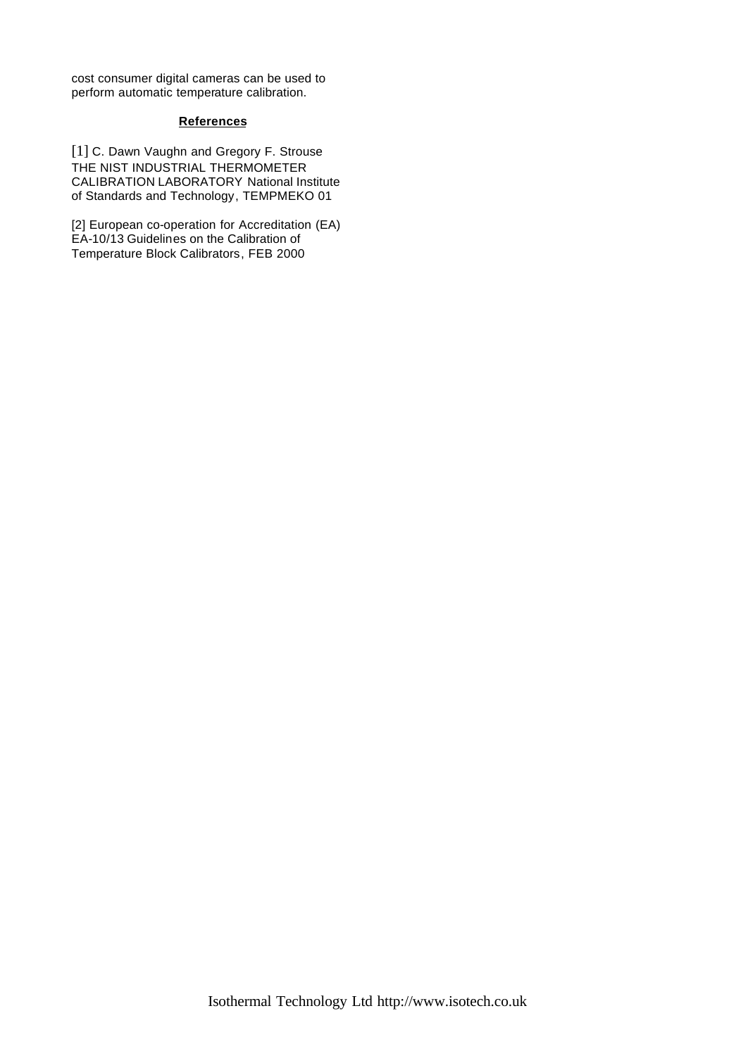cost consumer digital cameras can be used to perform automatic temperature calibration.

## References

[1] C. Dawn Vaughn and Gregory F. Strouse THE NIST INDUSTRIAL THERMOMETER CALIBRATION LABORATORY National Institute of Standards and Technology, TEMPMEKO 01

[2] European co-operation for Accreditation (EA) EA-10/13 Guidelines on the Calibration of Temperature Block Calibrators, FEB 2000